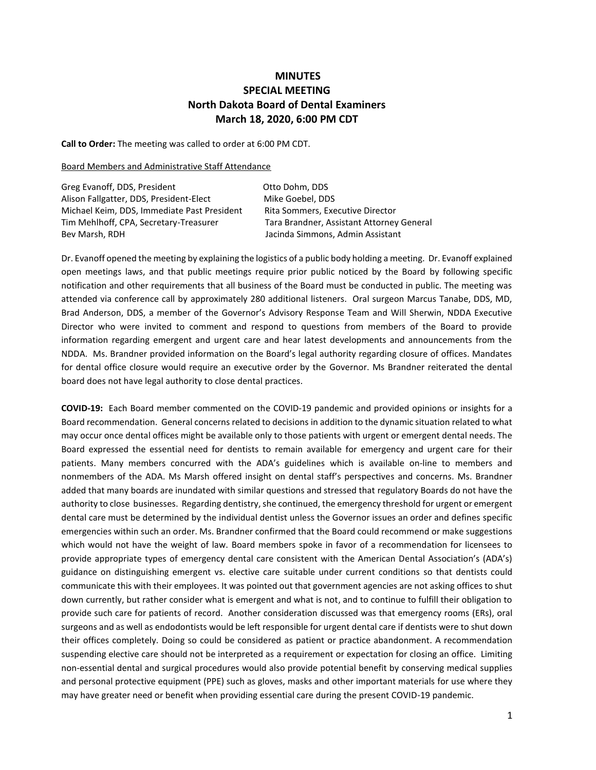# MINUTES
## SPECIAL MEETING
## North Dakota Board of Dental Examiners
## March 18, 2020, 6:00 PM CDT

**Call to Order:** The meeting was called to order at 6:00 PM CDT.

Board Members and Administrative Staff Attendance

Greg Evanoff, DDS, President
Alison Fallgatter, DDS, President-Elect
Michael Keim, DDS, Immediate Past President
Tim Mehlhoff, CPA, Secretary-Treasurer
Bev Marsh, RDH
Otto Dohm, DDS
Mike Goebel, DDS
Rita Sommers, Executive Director
Tara Brandner, Assistant Attorney General
Jacinda Simmons, Admin Assistant

Dr. Evanoff opened the meeting by explaining the logistics of a public body holding a meeting. Dr. Evanoff explained open meetings laws, and that public meetings require prior public noticed by the Board by following specific notification and other requirements that all business of the Board must be conducted in public. The meeting was attended via conference call by approximately 280 additional listeners. Oral surgeon Marcus Tanabe, DDS, MD, Brad Anderson, DDS, a member of the Governor's Advisory Response Team and Will Sherwin, NDDA Executive Director who were invited to comment and respond to questions from members of the Board to provide information regarding emergent and urgent care and hear latest developments and announcements from the NDDA. Ms. Brandner provided information on the Board's legal authority regarding closure of offices. Mandates for dental office closure would require an executive order by the Governor. Ms Brandner reiterated the dental board does not have legal authority to close dental practices.

**COVID-19:** Each Board member commented on the COVID-19 pandemic and provided opinions or insights for a Board recommendation. General concerns related to decisions in addition to the dynamic situation related to what may occur once dental offices might be available only to those patients with urgent or emergent dental needs. The Board expressed the essential need for dentists to remain available for emergency and urgent care for their patients. Many members concurred with the ADA's guidelines which is available on-line to members and nonmembers of the ADA. Ms Marsh offered insight on dental staff's perspectives and concerns. Ms. Brandner added that many boards are inundated with similar questions and stressed that regulatory Boards do not have the authority to close businesses. Regarding dentistry, she continued, the emergency threshold for urgent or emergent dental care must be determined by the individual dentist unless the Governor issues an order and defines specific emergencies within such an order. Ms. Brandner confirmed that the Board could recommend or make suggestions which would not have the weight of law. Board members spoke in favor of a recommendation for licensees to provide appropriate types of emergency dental care consistent with the American Dental Association's (ADA's) guidance on distinguishing emergent vs. elective care suitable under current conditions so that dentists could communicate this with their employees. It was pointed out that government agencies are not asking offices to shut down currently, but rather consider what is emergent and what is not, and to continue to fulfill their obligation to provide such care for patients of record. Another consideration discussed was that emergency rooms (ERs), oral surgeons and as well as endodontists would be left responsible for urgent dental care if dentists were to shut down their offices completely. Doing so could be considered as patient or practice abandonment. A recommendation suspending elective care should not be interpreted as a requirement or expectation for closing an office. Limiting non-essential dental and surgical procedures would also provide potential benefit by conserving medical supplies and personal protective equipment (PPE) such as gloves, masks and other important materials for use where they may have greater need or benefit when providing essential care during the present COVID-19 pandemic.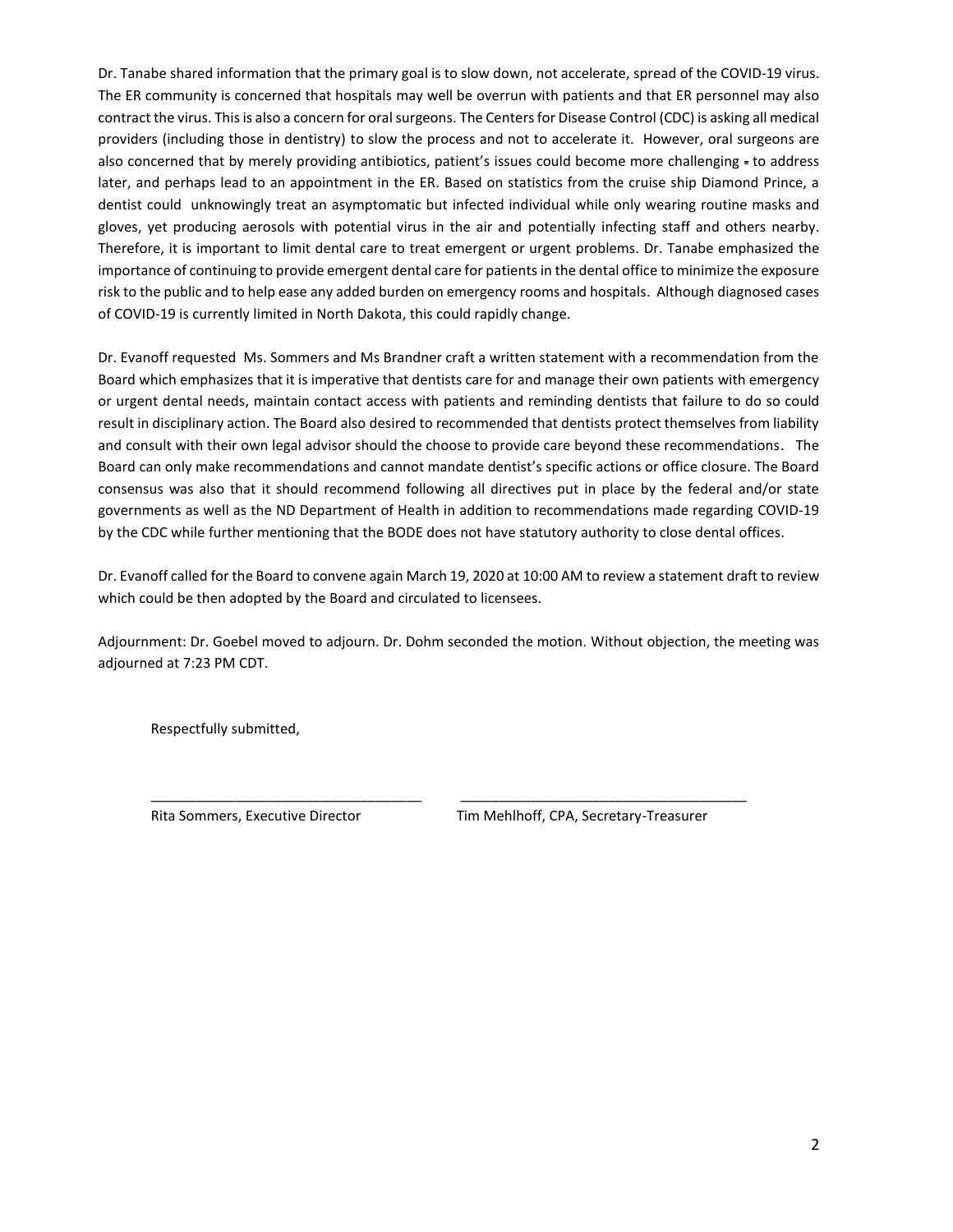Dr. Tanabe shared information that the primary goal is to slow down, not accelerate, spread of the COVID-19 virus. The ER community is concerned that hospitals may well be overrun with patients and that ER personnel may also contract the virus. This is also a concern for oral surgeons. The Centers for Disease Control (CDC) is asking all medical providers (including those in dentistry) to slow the process and not to accelerate it. However, oral surgeons are also concerned that by merely providing antibiotics, patient's issues could become more challenging - to address later, and perhaps lead to an appointment in the ER. Based on statistics from the cruise ship Diamond Prince, a dentist could unknowingly treat an asymptomatic but infected individual while only wearing routine masks and gloves, yet producing aerosols with potential virus in the air and potentially infecting staff and others nearby. Therefore, it is important to limit dental care to treat emergent or urgent problems. Dr. Tanabe emphasized the importance of continuing to provide emergent dental care for patients in the dental office to minimize the exposure risk to the public and to help ease any added burden on emergency rooms and hospitals. Although diagnosed cases of COVID-19 is currently limited in North Dakota, this could rapidly change.

Dr. Evanoff requested Ms. Sommers and Ms Brandner craft a written statement with a recommendation from the Board which emphasizes that it is imperative that dentists care for and manage their own patients with emergency or urgent dental needs, maintain contact access with patients and reminding dentists that failure to do so could result in disciplinary action. The Board also desired to recommended that dentists protect themselves from liability and consult with their own legal advisor should the choose to provide care beyond these recommendations. The Board can only make recommendations and cannot mandate dentist's specific actions or office closure. The Board consensus was also that it should recommend following all directives put in place by the federal and/or state governments as well as the ND Department of Health in addition to recommendations made regarding COVID-19 by the CDC while further mentioning that the BODE does not have statutory authority to close dental offices.

Dr. Evanoff called for the Board to convene again March 19, 2020 at 10:00 AM to review a statement draft to review which could be then adopted by the Board and circulated to licensees.

Adjournment: Dr. Goebel moved to adjourn. Dr. Dohm seconded the motion. Without objection, the meeting was adjourned at 7:23 PM CDT.

Respectfully submitted,

\_\_\_\_\_\_\_\_\_\_\_\_\_\_\_\_\_\_\_\_\_\_\_\_\_\_\_\_\_\_\_\_\_\_\_ \_\_\_\_\_\_\_\_\_\_\_\_\_\_\_\_\_\_\_\_\_\_\_\_\_\_\_\_\_\_\_\_\_\_\_\_\_

Rita Sommers, Executive Director Tim Mehlhoff, CPA, Secretary-Treasurer